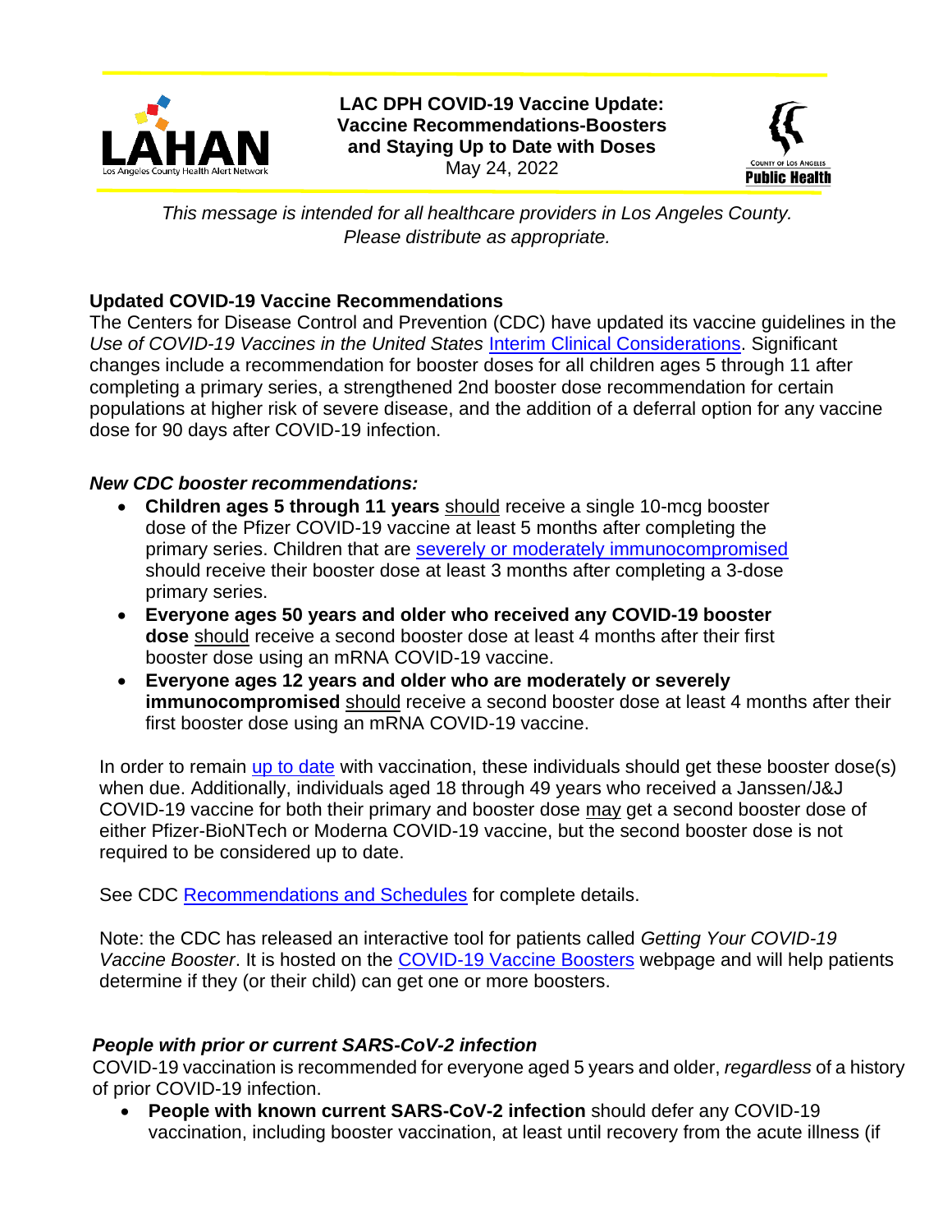# LAC DPH COVID-19 Vaccine Update: Vaccine Recommendations-Boosters and Staying Up to Date with Doses

May 24, 2022

*This message is intended for all healthcare providers in Los Angeles County. Please distribute as appropriate.*

## Updated COVID-19 Vaccine Recommendations

The Centers for Disease Control and Prevention (CDC) have updated its vaccine guidelines in the *Use of COVID-19 Vaccines in the United States* Interim Clinical Considerations. Significant changes include a recommendation for booster doses for all children ages 5 through 11 after completing a primary series, a strengthened 2nd booster dose recommendation for certain populations at higher risk of severe disease, and the addition of a deferral option for any vaccine dose for 90 days after COVID-19 infection.

### *New CDC booster recommendations:*

- **Children ages 5 through 11 years** should receive a single 10-mcg booster dose of the Pfizer COVID-19 vaccine at least 5 months after completing the primary series. Children that are severely or moderately immunocompromised should receive their booster dose at least 3 months after completing a 3-dose primary series.
- **Everyone ages 50 years and older who received any COVID-19 booster dose** should receive a second booster dose at least 4 months after their first booster dose using an mRNA COVID-19 vaccine.
- **Everyone ages 12 years and older who are moderately or severely immunocompromised** should receive a second booster dose at least 4 months after their first booster dose using an mRNA COVID-19 vaccine.

In order to remain up to date with vaccination, these individuals should get these booster dose(s) when due. Additionally, individuals aged 18 through 49 years who received a Janssen/J&J COVID-19 vaccine for both their primary and booster dose may get a second booster dose of either Pfizer-BioNTech or Moderna COVID-19 vaccine, but the second booster dose is not required to be considered up to date.

See CDC Recommendations and Schedules for complete details.

Note: the CDC has released an interactive tool for patients called *Getting Your COVID-19 Vaccine Booster*. It is hosted on the COVID-19 Vaccine Boosters webpage and will help patients determine if they (or their child) can get one or more boosters.

### *People with prior or current SARS-CoV-2 infection*

COVID-19 vaccination is recommended for everyone aged 5 years and older, *regardless* of a history of prior COVID-19 infection.

- **People with known current SARS-CoV-2 infection** should defer any COVID-19 vaccination, including booster vaccination, at least until recovery from the acute illness (if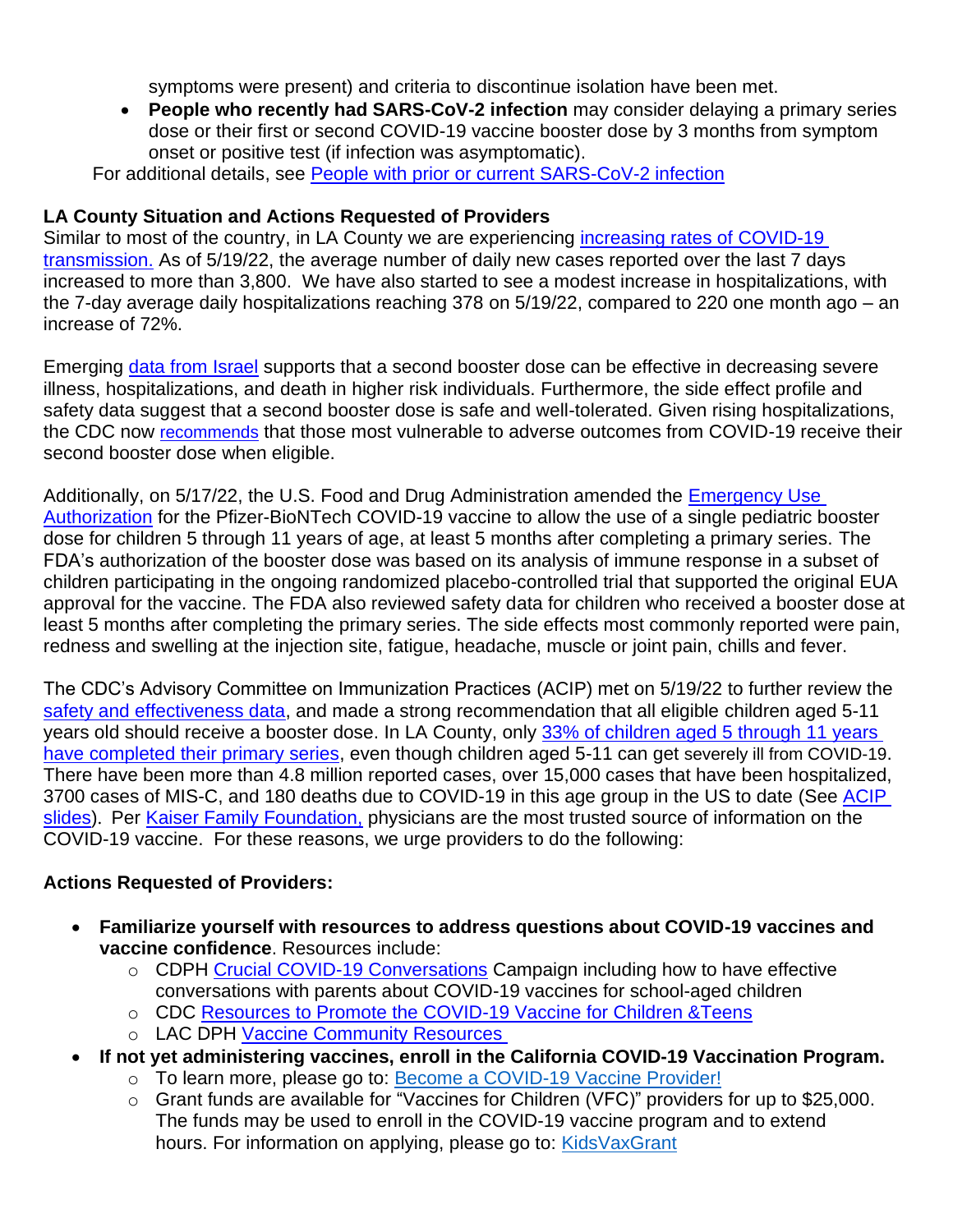symptoms were present) and criteria to discontinue isolation have been met.

- **People who recently had SARS-CoV-2 infection** may consider delaying a primary series dose or their first or second COVID-19 vaccine booster dose by 3 months from symptom onset or positive test (if infection was asymptomatic).

For additional details, see [People with prior or current SARS-CoV-2 infection]

**LA County Situation and Actions Requested of Providers**

Similar to most of the country, in LA County we are experiencing [increasing rates of COVID-19 transmission.] As of 5/19/22, the average number of daily new cases reported over the last 7 days increased to more than 3,800. We have also started to see a modest increase in hospitalizations, with the 7-day average daily hospitalizations reaching 378 on 5/19/22, compared to 220 one month ago – an increase of 72%.

Emerging [data from Israel] supports that a second booster dose can be effective in decreasing severe illness, hospitalizations, and death in higher risk individuals. Furthermore, the side effect profile and safety data suggest that a second booster dose is safe and well-tolerated. Given rising hospitalizations, the CDC now [recommends] that those most vulnerable to adverse outcomes from COVID-19 receive their second booster dose when eligible.

Additionally, on 5/17/22, the U.S. Food and Drug Administration amended the [Emergency Use Authorization] for the Pfizer-BioNTech COVID-19 vaccine to allow the use of a single pediatric booster dose for children 5 through 11 years of age, at least 5 months after completing a primary series. The FDA's authorization of the booster dose was based on its analysis of immune response in a subset of children participating in the ongoing randomized placebo-controlled trial that supported the original EUA approval for the vaccine. The FDA also reviewed safety data for children who received a booster dose at least 5 months after completing the primary series. The side effects most commonly reported were pain, redness and swelling at the injection site, fatigue, headache, muscle or joint pain, chills and fever.

The CDC's Advisory Committee on Immunization Practices (ACIP) met on 5/19/22 to further review the [safety and effectiveness data], and made a strong recommendation that all eligible children aged 5-11 years old should receive a booster dose. In LA County, only [33% of children aged 5 through 11 years have completed their primary series], even though children aged 5-11 can get severely ill from COVID-19. There have been more than 4.8 million reported cases, over 15,000 cases that have been hospitalized, 3700 cases of MIS-C, and 180 deaths due to COVID-19 in this age group in the US to date (See [ACIP slides]). Per [Kaiser Family Foundation,] physicians are the most trusted source of information on the COVID-19 vaccine. For these reasons, we urge providers to do the following:

**Actions Requested of Providers:**

- **Familiarize yourself with resources to address questions about COVID-19 vaccines and vaccine confidence**. Resources include:
  - CDPH [Crucial COVID-19 Conversations] Campaign including how to have effective conversations with parents about COVID-19 vaccines for school-aged children
  - CDC [Resources to Promote the COVID-19 Vaccine for Children &Teens]
  - LAC DPH [Vaccine Community Resources]
- **If not yet administering vaccines, enroll in the California COVID-19 Vaccination Program.**
  - To learn more, please go to: [Become a COVID-19 Vaccine Provider!]
  - Grant funds are available for "Vaccines for Children (VFC)" providers for up to $25,000. The funds may be used to enroll in the COVID-19 vaccine program and to extend hours. For information on applying, please go to: [KidsVaxGrant]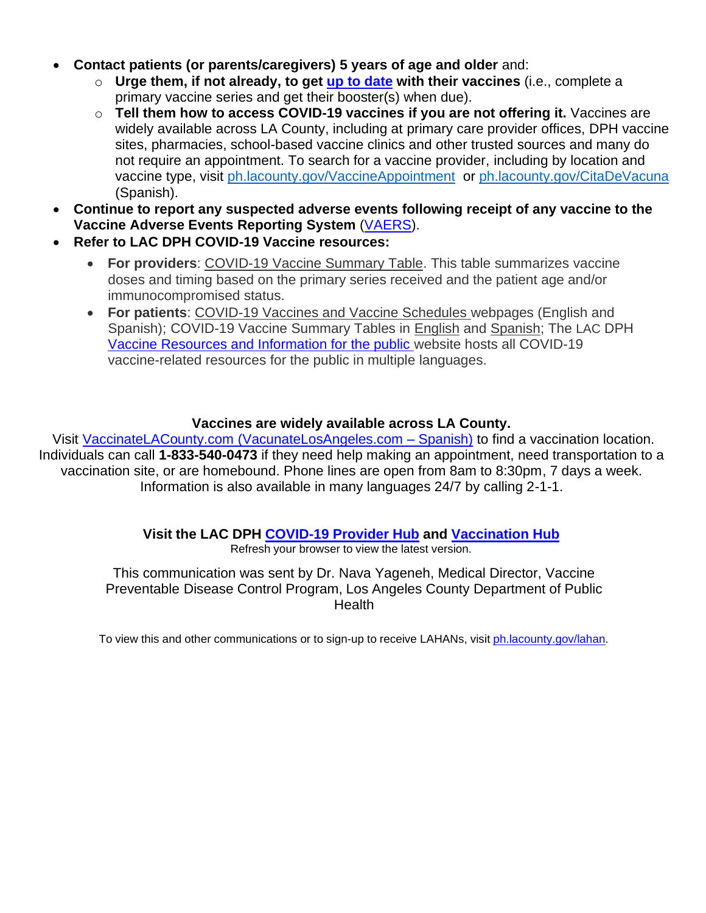- **Contact patients (or parents/caregivers) 5 years of age and older** and:
  - **Urge them, if not already, to get up to date with their vaccines** (i.e., complete a primary vaccine series and get their booster(s) when due).
  - **Tell them how to access COVID-19 vaccines if you are not offering it.** Vaccines are widely available across LA County, including at primary care provider offices, DPH vaccine sites, pharmacies, school-based vaccine clinics and other trusted sources and many do not require an appointment. To search for a vaccine provider, including by location and vaccine type, visit ph.lacounty.gov/VaccineAppointment or ph.lacounty.gov/CitaDeVacuna (Spanish).
- **Continue to report any suspected adverse events following receipt of any vaccine to the Vaccine Adverse Events Reporting System** (VAERS).
- **Refer to LAC DPH COVID-19 Vaccine resources:**
  - **For providers**: COVID-19 Vaccine Summary Table. This table summarizes vaccine doses and timing based on the primary series received and the patient age and/or immunocompromised status.
  - **For patients**: COVID-19 Vaccines and Vaccine Schedules webpages (English and Spanish); COVID-19 Vaccine Summary Tables in English and Spanish; The LAC DPH Vaccine Resources and Information for the public website hosts all COVID-19 vaccine-related resources for the public in multiple languages.

**Vaccines are widely available across LA County.**

Visit VaccinateLACounty.com (VacunateLosAngeles.com – Spanish) to find a vaccination location. Individuals can call **1-833-540-0473** if they need help making an appointment, need transportation to a vaccination site, or are homebound. Phone lines are open from 8am to 8:30pm, 7 days a week. Information is also available in many languages 24/7 by calling 2-1-1.

**Visit the LAC DPH COVID-19 Provider Hub and Vaccination Hub**

Refresh your browser to view the latest version.

This communication was sent by Dr. Nava Yageneh, Medical Director, Vaccine Preventable Disease Control Program, Los Angeles County Department of Public Health

To view this and other communications or to sign-up to receive LAHANs, visit ph.lacounty.gov/lahan.